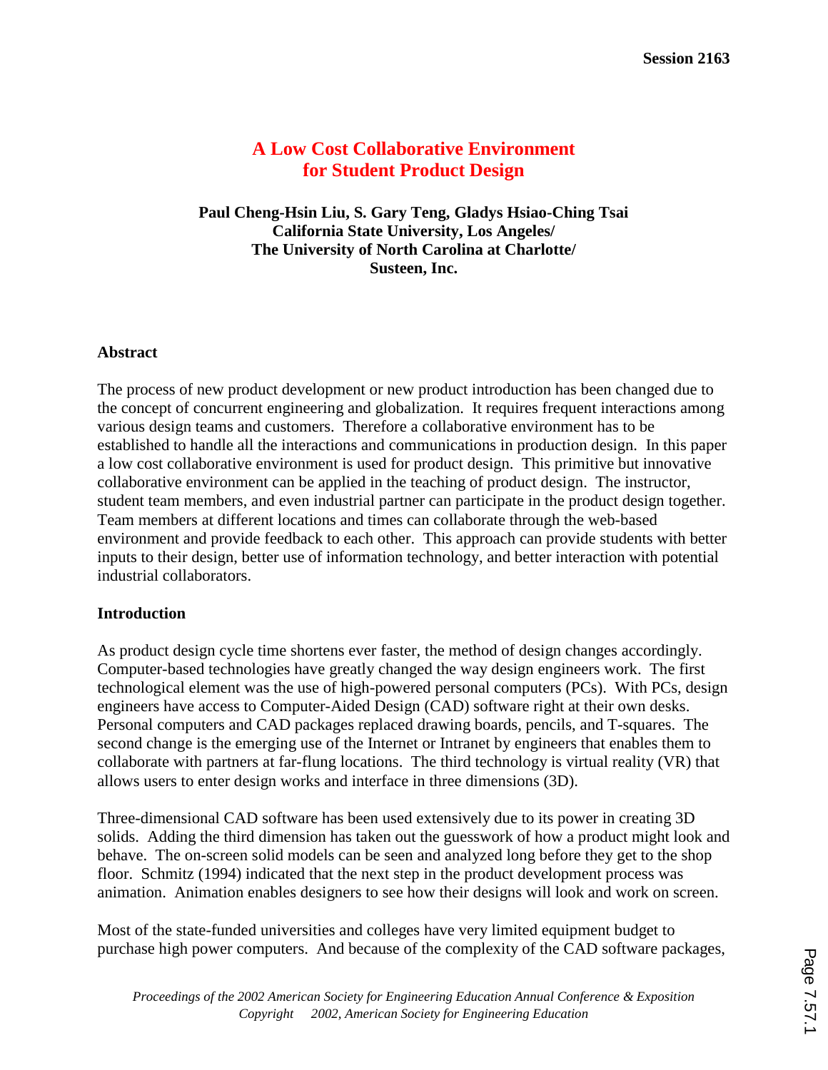# A Low Cost Collaborative Environment for Student Product Design

**Paul Cheng-Hsin Liu, S. Gary Teng, Gladys Hsiao-Ching Tsai**
**California State University, Los Angeles/**
**The University of North Carolina at Charlotte/**
**Susteen, Inc.**

## Abstract

The process of new product development or new product introduction has been changed due to the concept of concurrent engineering and globalization. It requires frequent interactions among various design teams and customers. Therefore a collaborative environment has to be established to handle all the interactions and communications in production design. In this paper a low cost collaborative environment is used for product design. This primitive but innovative collaborative environment can be applied in the teaching of product design. The instructor, student team members, and even industrial partner can participate in the product design together. Team members at different locations and times can collaborate through the web-based environment and provide feedback to each other. This approach can provide students with better inputs to their design, better use of information technology, and better interaction with potential industrial collaborators.

## Introduction

As product design cycle time shortens ever faster, the method of design changes accordingly. Computer-based technologies have greatly changed the way design engineers work. The first technological element was the use of high-powered personal computers (PCs). With PCs, design engineers have access to Computer-Aided Design (CAD) software right at their own desks. Personal computers and CAD packages replaced drawing boards, pencils, and T-squares. The second change is the emerging use of the Internet or Intranet by engineers that enables them to collaborate with partners at far-flung locations. The third technology is virtual reality (VR) that allows users to enter design works and interface in three dimensions (3D).

Three-dimensional CAD software has been used extensively due to its power in creating 3D solids. Adding the third dimension has taken out the guesswork of how a product might look and behave. The on-screen solid models can be seen and analyzed long before they get to the shop floor. Schmitz (1994) indicated that the next step in the product development process was animation. Animation enables designers to see how their designs will look and work on screen.

Most of the state-funded universities and colleges have very limited equipment budget to purchase high power computers. And because of the complexity of the CAD software packages,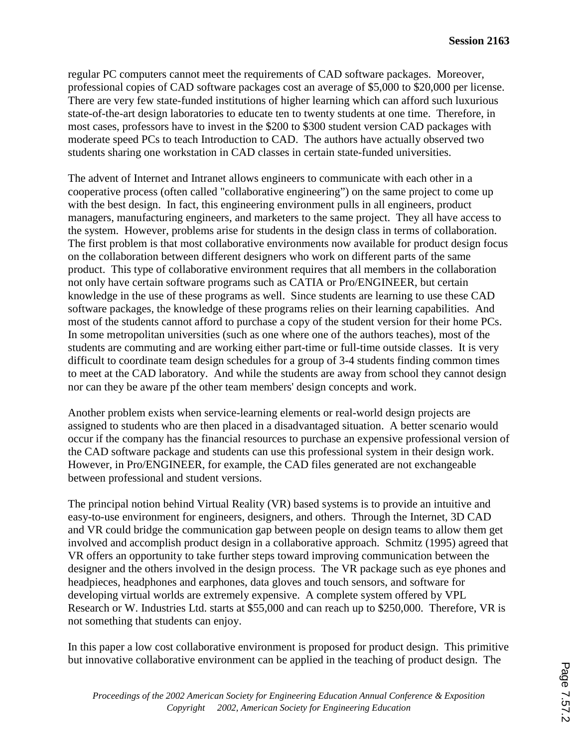regular PC computers cannot meet the requirements of CAD software packages. Moreover, professional copies of CAD software packages cost an average of $5,000 to $20,000 per license. There are very few state-funded institutions of higher learning which can afford such luxurious state-of-the-art design laboratories to educate ten to twenty students at one time. Therefore, in most cases, professors have to invest in the $200 to $300 student version CAD packages with moderate speed PCs to teach Introduction to CAD. The authors have actually observed two students sharing one workstation in CAD classes in certain state-funded universities.

The advent of Internet and Intranet allows engineers to communicate with each other in a cooperative process (often called "collaborative engineering") on the same project to come up with the best design. In fact, this engineering environment pulls in all engineers, product managers, manufacturing engineers, and marketers to the same project. They all have access to the system. However, problems arise for students in the design class in terms of collaboration. The first problem is that most collaborative environments now available for product design focus on the collaboration between different designers who work on different parts of the same product. This type of collaborative environment requires that all members in the collaboration not only have certain software programs such as CATIA or Pro/ENGINEER, but certain knowledge in the use of these programs as well. Since students are learning to use these CAD software packages, the knowledge of these programs relies on their learning capabilities. And most of the students cannot afford to purchase a copy of the student version for their home PCs. In some metropolitan universities (such as one where one of the authors teaches), most of the students are commuting and are working either part-time or full-time outside classes. It is very difficult to coordinate team design schedules for a group of 3-4 students finding common times to meet at the CAD laboratory. And while the students are away from school they cannot design nor can they be aware pf the other team members' design concepts and work.

Another problem exists when service-learning elements or real-world design projects are assigned to students who are then placed in a disadvantaged situation. A better scenario would occur if the company has the financial resources to purchase an expensive professional version of the CAD software package and students can use this professional system in their design work. However, in Pro/ENGINEER, for example, the CAD files generated are not exchangeable between professional and student versions.

The principal notion behind Virtual Reality (VR) based systems is to provide an intuitive and easy-to-use environment for engineers, designers, and others. Through the Internet, 3D CAD and VR could bridge the communication gap between people on design teams to allow them get involved and accomplish product design in a collaborative approach. Schmitz (1995) agreed that VR offers an opportunity to take further steps toward improving communication between the designer and the others involved in the design process. The VR package such as eye phones and headpieces, headphones and earphones, data gloves and touch sensors, and software for developing virtual worlds are extremely expensive. A complete system offered by VPL Research or W. Industries Ltd. starts at $55,000 and can reach up to $250,000. Therefore, VR is not something that students can enjoy.

In this paper a low cost collaborative environment is proposed for product design. This primitive but innovative collaborative environment can be applied in the teaching of product design. The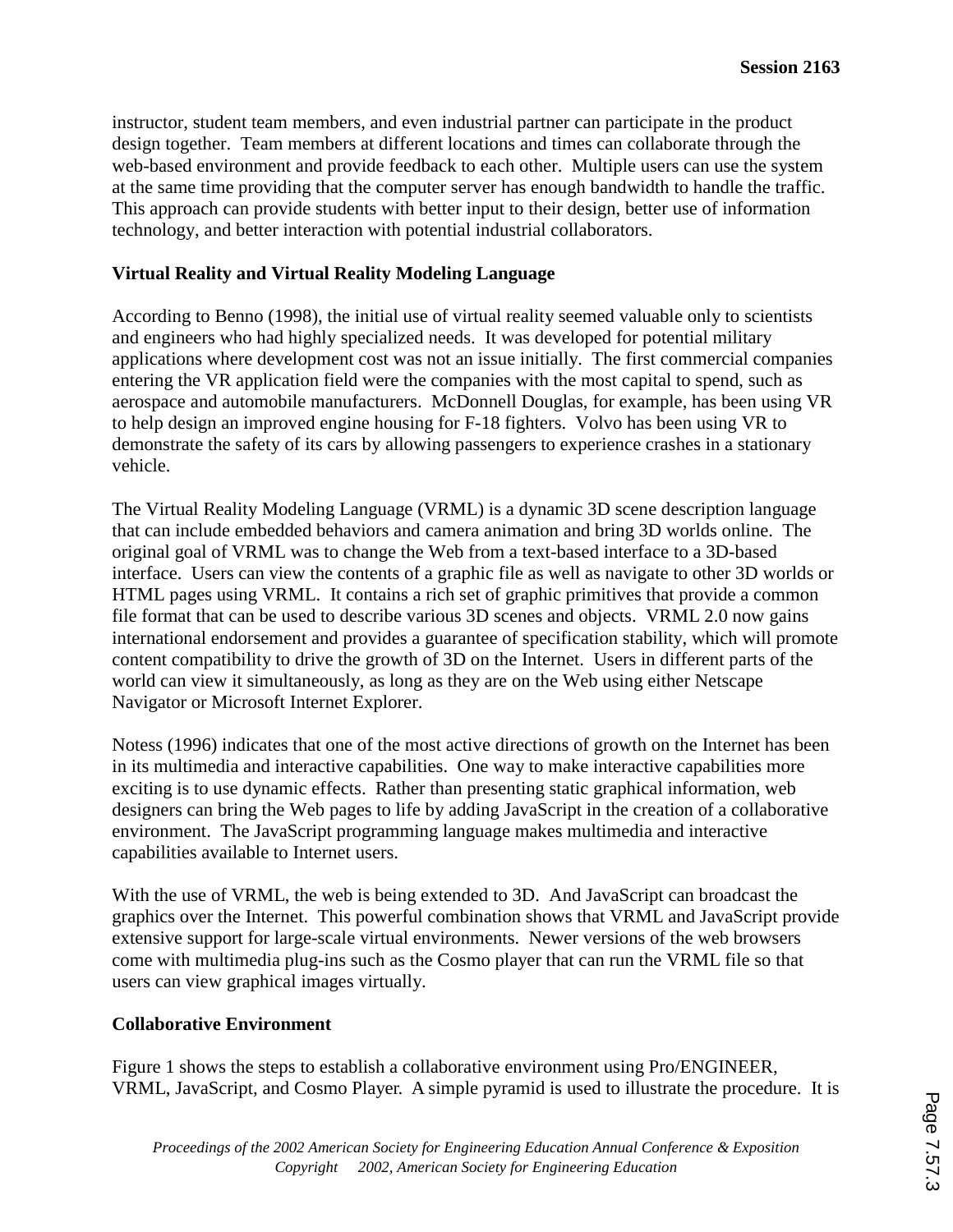instructor, student team members, and even industrial partner can participate in the product design together. Team members at different locations and times can collaborate through the web-based environment and provide feedback to each other. Multiple users can use the system at the same time providing that the computer server has enough bandwidth to handle the traffic. This approach can provide students with better input to their design, better use of information technology, and better interaction with potential industrial collaborators.

**Virtual Reality and Virtual Reality Modeling Language**

According to Benno (1998), the initial use of virtual reality seemed valuable only to scientists and engineers who had highly specialized needs. It was developed for potential military applications where development cost was not an issue initially. The first commercial companies entering the VR application field were the companies with the most capital to spend, such as aerospace and automobile manufacturers. McDonnell Douglas, for example, has been using VR to help design an improved engine housing for F-18 fighters. Volvo has been using VR to demonstrate the safety of its cars by allowing passengers to experience crashes in a stationary vehicle.

The Virtual Reality Modeling Language (VRML) is a dynamic 3D scene description language that can include embedded behaviors and camera animation and bring 3D worlds online. The original goal of VRML was to change the Web from a text-based interface to a 3D-based interface. Users can view the contents of a graphic file as well as navigate to other 3D worlds or HTML pages using VRML. It contains a rich set of graphic primitives that provide a common file format that can be used to describe various 3D scenes and objects. VRML 2.0 now gains international endorsement and provides a guarantee of specification stability, which will promote content compatibility to drive the growth of 3D on the Internet. Users in different parts of the world can view it simultaneously, as long as they are on the Web using either Netscape Navigator or Microsoft Internet Explorer.

Notess (1996) indicates that one of the most active directions of growth on the Internet has been in its multimedia and interactive capabilities. One way to make interactive capabilities more exciting is to use dynamic effects. Rather than presenting static graphical information, web designers can bring the Web pages to life by adding JavaScript in the creation of a collaborative environment. The JavaScript programming language makes multimedia and interactive capabilities available to Internet users.

With the use of VRML, the web is being extended to 3D. And JavaScript can broadcast the graphics over the Internet. This powerful combination shows that VRML and JavaScript provide extensive support for large-scale virtual environments. Newer versions of the web browsers come with multimedia plug-ins such as the Cosmo player that can run the VRML file so that users can view graphical images virtually.

**Collaborative Environment**

Figure 1 shows the steps to establish a collaborative environment using Pro/ENGINEER, VRML, JavaScript, and Cosmo Player. A simple pyramid is used to illustrate the procedure. It is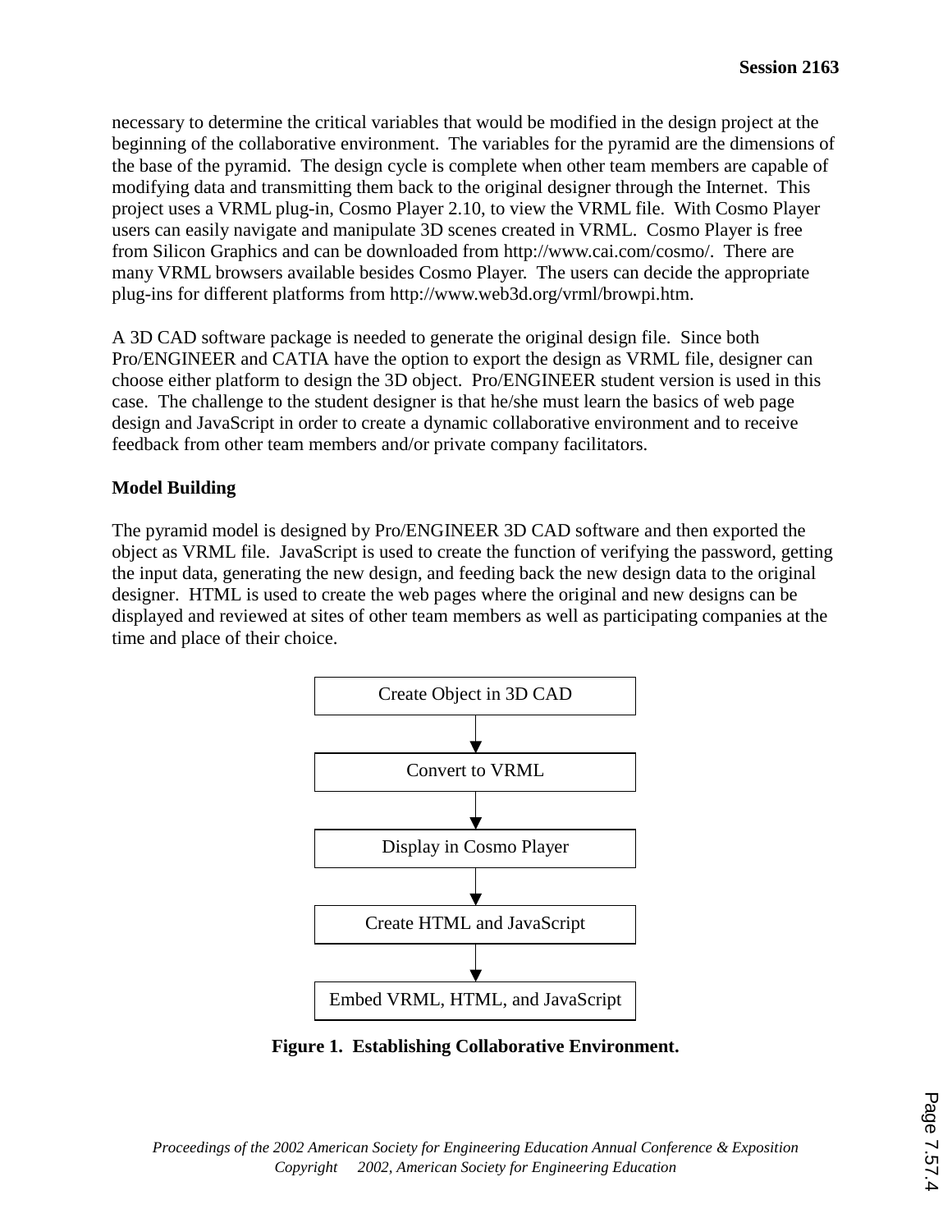necessary to determine the critical variables that would be modified in the design project at the beginning of the collaborative environment. The variables for the pyramid are the dimensions of the base of the pyramid. The design cycle is complete when other team members are capable of modifying data and transmitting them back to the original designer through the Internet. This project uses a VRML plug-in, Cosmo Player 2.10, to view the VRML file. With Cosmo Player users can easily navigate and manipulate 3D scenes created in VRML. Cosmo Player is free from Silicon Graphics and can be downloaded from http://www.cai.com/cosmo/. There are many VRML browsers available besides Cosmo Player. The users can decide the appropriate plug-ins for different platforms from http://www.web3d.org/vrml/browpi.htm.

A 3D CAD software package is needed to generate the original design file. Since both Pro/ENGINEER and CATIA have the option to export the design as VRML file, designer can choose either platform to design the 3D object. Pro/ENGINEER student version is used in this case. The challenge to the student designer is that he/she must learn the basics of web page design and JavaScript in order to create a dynamic collaborative environment and to receive feedback from other team members and/or private company facilitators.

**Model Building**

The pyramid model is designed by Pro/ENGINEER 3D CAD software and then exported the object as VRML file. JavaScript is used to create the function of verifying the password, getting the input data, generating the new design, and feeding back the new design data to the original designer. HTML is used to create the web pages where the original and new designs can be displayed and reviewed at sites of other team members as well as participating companies at the time and place of their choice.

Create Object in 3D CAD

↓

Convert to VRML

↓

Display in Cosmo Player

↓

Create HTML and JavaScript

↓

Embed VRML, HTML, and JavaScript

**Figure 1. Establishing Collaborative Environment.**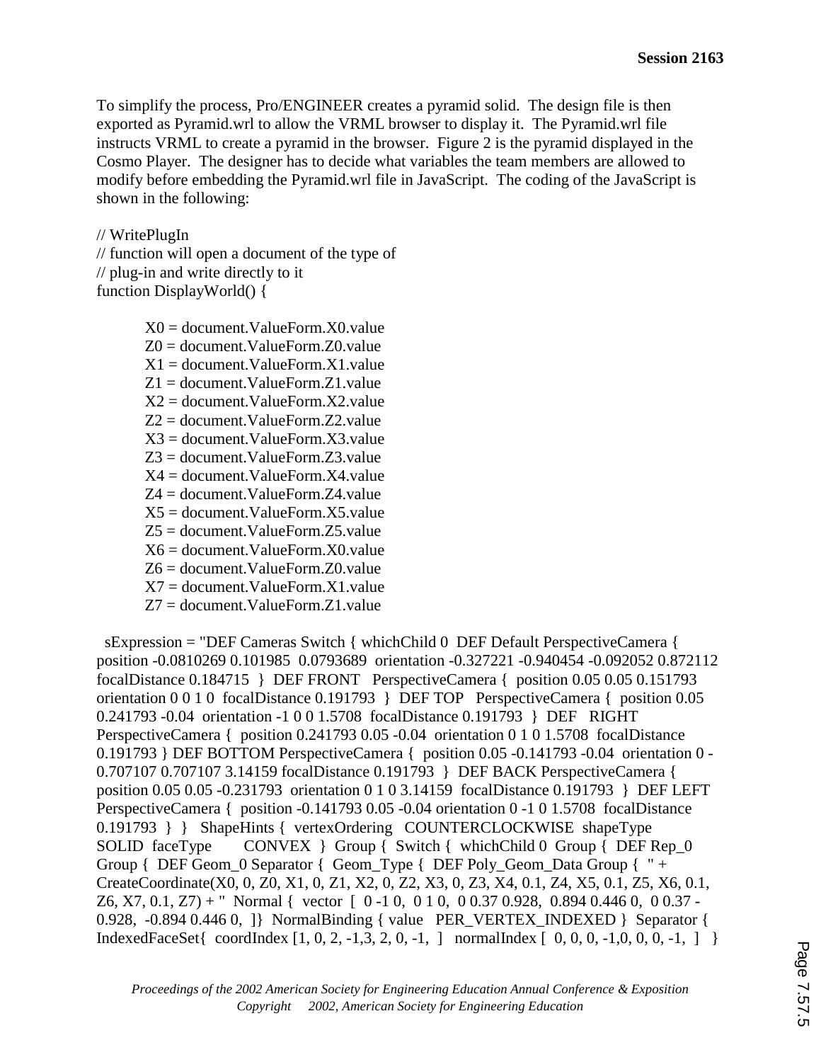To simplify the process, Pro/ENGINEER creates a pyramid solid. The design file is then exported as Pyramid.wrl to allow the VRML browser to display it. The Pyramid.wrl file instructs VRML to create a pyramid in the browser. Figure 2 is the pyramid displayed in the Cosmo Player. The designer has to decide what variables the team members are allowed to modify before embedding the Pyramid.wrl file in JavaScript. The coding of the JavaScript is shown in the following:

```
// WritePlugIn
// function will open a document of the type of
// plug-in and write directly to it
function DisplayWorld() {

        X0 = document.ValueForm.X0.value
        Z0 = document.ValueForm.Z0.value
        X1 = document.ValueForm.X1.value
        Z1 = document.ValueForm.Z1.value
        X2 = document.ValueForm.X2.value
        Z2 = document.ValueForm.Z2.value
        X3 = document.ValueForm.X3.value
        Z3 = document.ValueForm.Z3.value
        X4 = document.ValueForm.X4.value
        Z4 = document.ValueForm.Z4.value
        X5 = document.ValueForm.X5.value
        Z5 = document.ValueForm.Z5.value
        X6 = document.ValueForm.X0.value
        Z6 = document.ValueForm.Z0.value
        X7 = document.ValueForm.X1.value
        Z7 = document.ValueForm.Z1.value

  sExpression = "DEF Cameras Switch { whichChild 0  DEF Default PerspectiveCamera {
position -0.0810269 0.101985  0.0793689  orientation -0.327221 -0.940454 -0.092052 0.872112
focalDistance 0.184715  }  DEF FRONT   PerspectiveCamera {  position 0.05 0.05 0.151793
orientation 0 0 1 0  focalDistance 0.191793  }  DEF TOP   PerspectiveCamera {  position 0.05
0.241793 -0.04  orientation -1 0 0 1.5708  focalDistance 0.191793  }  DEF   RIGHT
PerspectiveCamera {  position 0.241793 0.05 -0.04  orientation 0 1 0 1.5708  focalDistance
0.191793 } DEF BOTTOM PerspectiveCamera {  position 0.05 -0.141793 -0.04  orientation 0 -
0.707107 0.707107 3.14159 focalDistance 0.191793  }  DEF BACK PerspectiveCamera {
position 0.05 0.05 -0.231793  orientation 0 1 0 3.14159  focalDistance 0.191793  }  DEF LEFT
PerspectiveCamera {  position -0.141793 0.05 -0.04 orientation 0 -1 0 1.5708  focalDistance
0.191793  }  }   ShapeHints {  vertexOrdering   COUNTERCLOCKWISE  shapeType
SOLID  faceType       CONVEX  }  Group {  Switch {  whichChild 0  Group {  DEF Rep_0
Group {  DEF Geom_0 Separator {  Geom_Type {  DEF Poly_Geom_Data Group {  " +
CreateCoordinate(X0, 0, Z0, X1, 0, Z1, X2, 0, Z2, X3, 0, Z3, X4, 0.1, Z4, X5, 0.1, Z5, X6, 0.1,
Z6, X7, 0.1, Z7) + "  Normal {  vector  [  0 -1 0,  0 1 0,  0 0.37 0.928,  0.894 0.446 0,  0 0.37 -
0.928,  -0.894 0.446 0,  ]}  NormalBinding { value   PER_VERTEX_INDEXED }  Separator {
IndexedFaceSet{  coordIndex [1, 0, 2, -1,3, 2, 0, -1,  ]   normalIndex [  0, 0, 0, -1,0, 0, 0, -1,  ]   }
```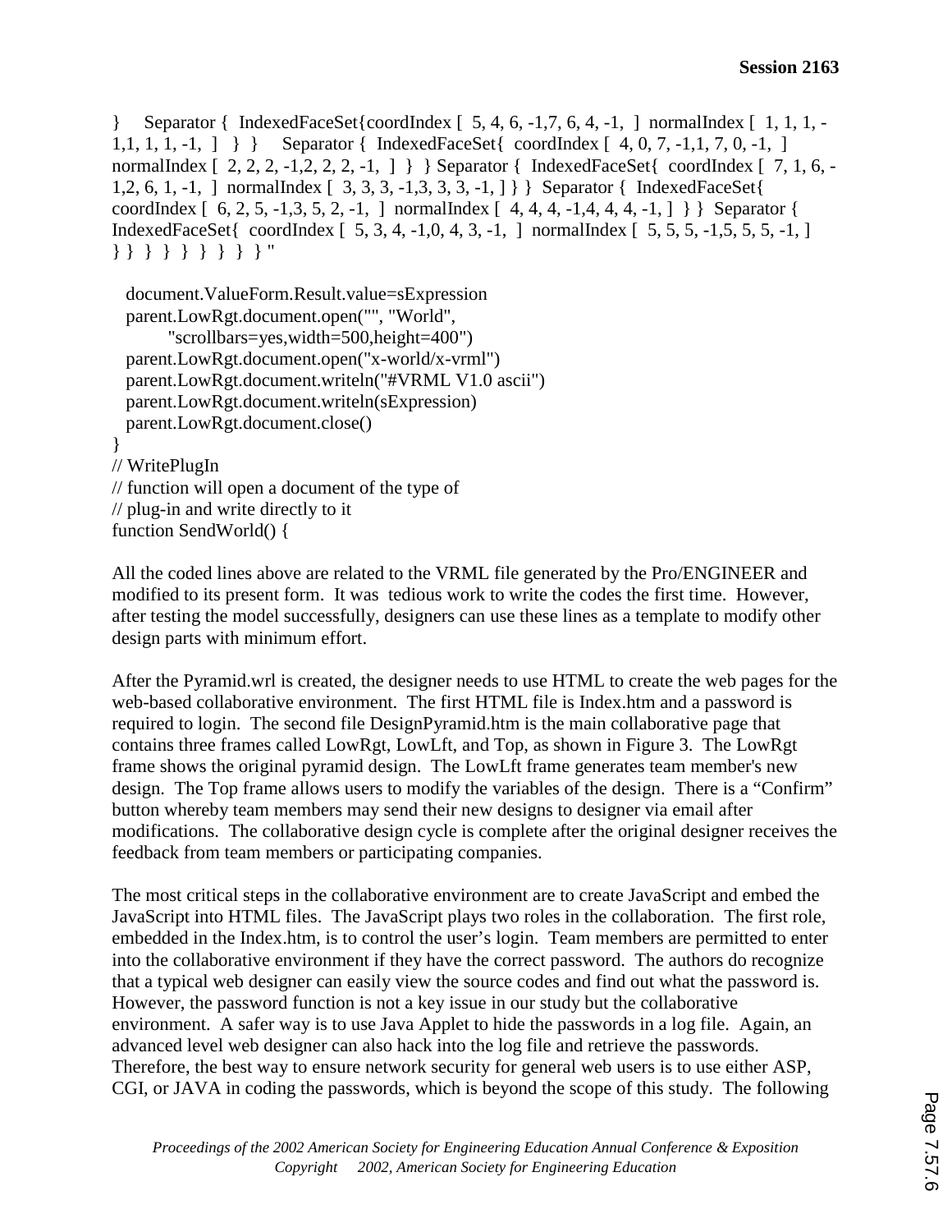```
}    Separator {  IndexedFaceSet{coordIndex [  5, 4, 6, -1,7, 6, 4, -1,  ]  normalIndex [  1, 1, 1, -
1,1, 1, 1, -1,  ]   } }    Separator {  IndexedFaceSet{  coordIndex [  4, 0, 7, -1,1, 7, 0, -1,  ]
normalIndex [  2, 2, 2, -1,2, 2, 2, -1,  ]  } } Separator {  IndexedFaceSet{  coordIndex [  7, 1, 6, -
1,2, 6, 1, -1,  ]  normalIndex [  3, 3, 3, -1,3, 3, 3, -1, ] } }  Separator {  IndexedFaceSet{
coordIndex [  6, 2, 5, -1,3, 5, 2, -1,  ]  normalIndex [  4, 4, 4, -1,4, 4, 4, -1, ]  } }  Separator {
IndexedFaceSet{  coordIndex [  5, 3, 4, -1,0, 4, 3, -1,  ]  normalIndex [  5, 5, 5, -1,5, 5, 5, -1, ]
} }  }  }  }  }  }  }  } "

  document.ValueForm.Result.value=sExpression
  parent.LowRgt.document.open("", "World",
        "scrollbars=yes,width=500,height=400")
  parent.LowRgt.document.open("x-world/x-vrml")
  parent.LowRgt.document.writeln("#VRML V1.0 ascii")
  parent.LowRgt.document.writeln(sExpression)
  parent.LowRgt.document.close()
}
// WritePlugIn
// function will open a document of the type of
// plug-in and write directly to it
function SendWorld() {
```

All the coded lines above are related to the VRML file generated by the Pro/ENGINEER and modified to its present form. It was tedious work to write the codes the first time. However, after testing the model successfully, designers can use these lines as a template to modify other design parts with minimum effort.

After the Pyramid.wrl is created, the designer needs to use HTML to create the web pages for the web-based collaborative environment. The first HTML file is Index.htm and a password is required to login. The second file DesignPyramid.htm is the main collaborative page that contains three frames called LowRgt, LowLft, and Top, as shown in Figure 3. The LowRgt frame shows the original pyramid design. The LowLft frame generates team member's new design. The Top frame allows users to modify the variables of the design. There is a "Confirm" button whereby team members may send their new designs to designer via email after modifications. The collaborative design cycle is complete after the original designer receives the feedback from team members or participating companies.

The most critical steps in the collaborative environment are to create JavaScript and embed the JavaScript into HTML files. The JavaScript plays two roles in the collaboration. The first role, embedded in the Index.htm, is to control the user's login. Team members are permitted to enter into the collaborative environment if they have the correct password. The authors do recognize that a typical web designer can easily view the source codes and find out what the password is. However, the password function is not a key issue in our study but the collaborative environment. A safer way is to use Java Applet to hide the passwords in a log file. Again, an advanced level web designer can also hack into the log file and retrieve the passwords. Therefore, the best way to ensure network security for general web users is to use either ASP, CGI, or JAVA in coding the passwords, which is beyond the scope of this study. The following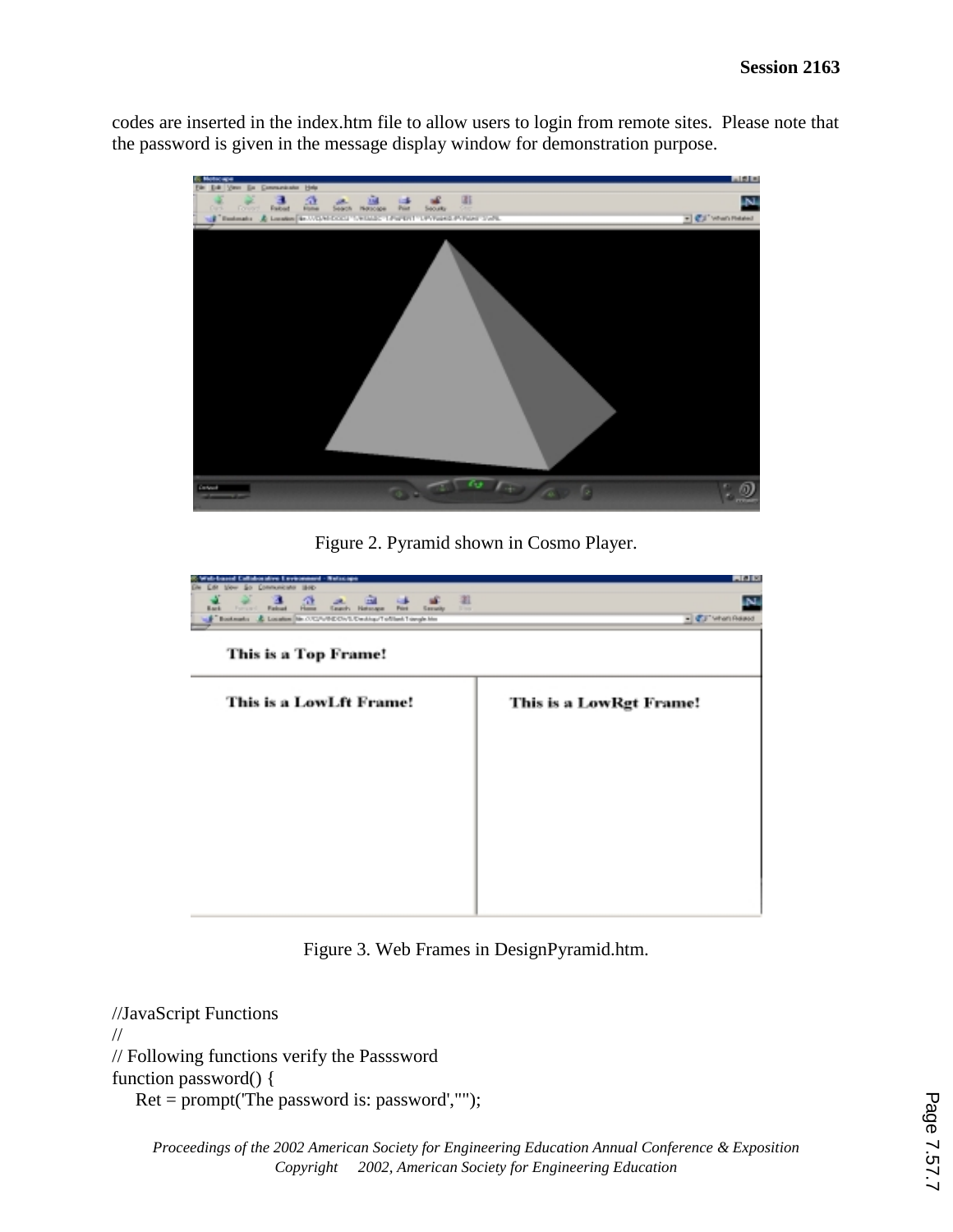codes are inserted in the index.htm file to allow users to login from remote sites. Please note that the password is given in the message display window for demonstration purpose.

Figure 2. Pyramid shown in Cosmo Player.

Figure 3. Web Frames in DesignPyramid.htm.

```
//JavaScript Functions
//
// Following functions verify the Passsword
function password() {
     Ret = prompt('The password is: password','');
```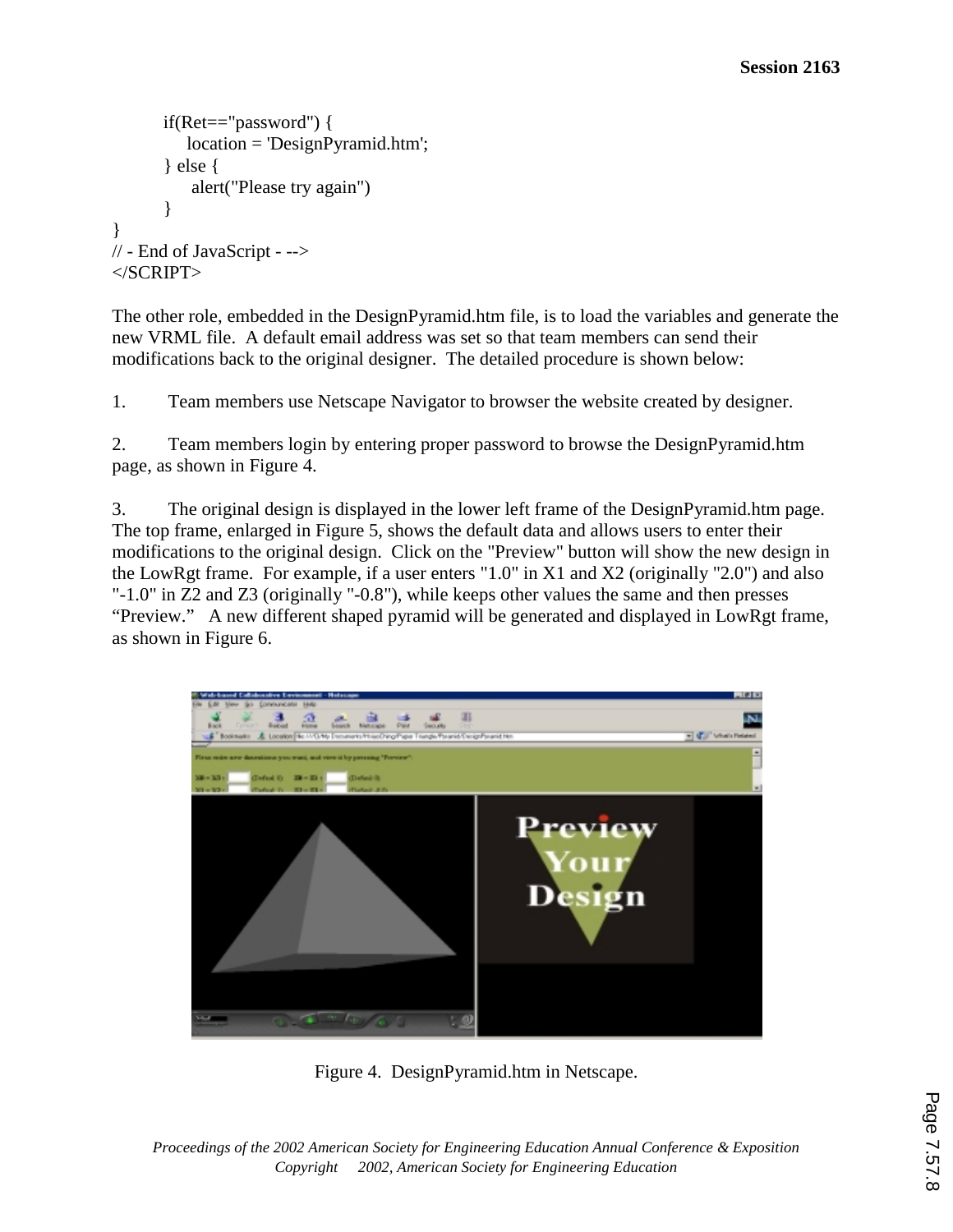```
        if(Ret=="password") {
            location = 'DesignPyramid.htm';
        } else {
             alert("Please try again")
        }
}
// - End of JavaScript - -->
</SCRIPT>
```

The other role, embedded in the DesignPyramid.htm file, is to load the variables and generate the new VRML file. A default email address was set so that team members can send their modifications back to the original designer. The detailed procedure is shown below:

1. Team members use Netscape Navigator to browser the website created by designer.

2. Team members login by entering proper password to browse the DesignPyramid.htm page, as shown in Figure 4.

3. The original design is displayed in the lower left frame of the DesignPyramid.htm page. The top frame, enlarged in Figure 5, shows the default data and allows users to enter their modifications to the original design. Click on the "Preview" button will show the new design in the LowRgt frame. For example, if a user enters "1.0" in X1 and X2 (originally "2.0") and also "-1.0" in Z2 and Z3 (originally "-0.8"), while keeps other values the same and then presses "Preview." A new different shaped pyramid will be generated and displayed in LowRgt frame, as shown in Figure 6.

Figure 4. DesignPyramid.htm in Netscape.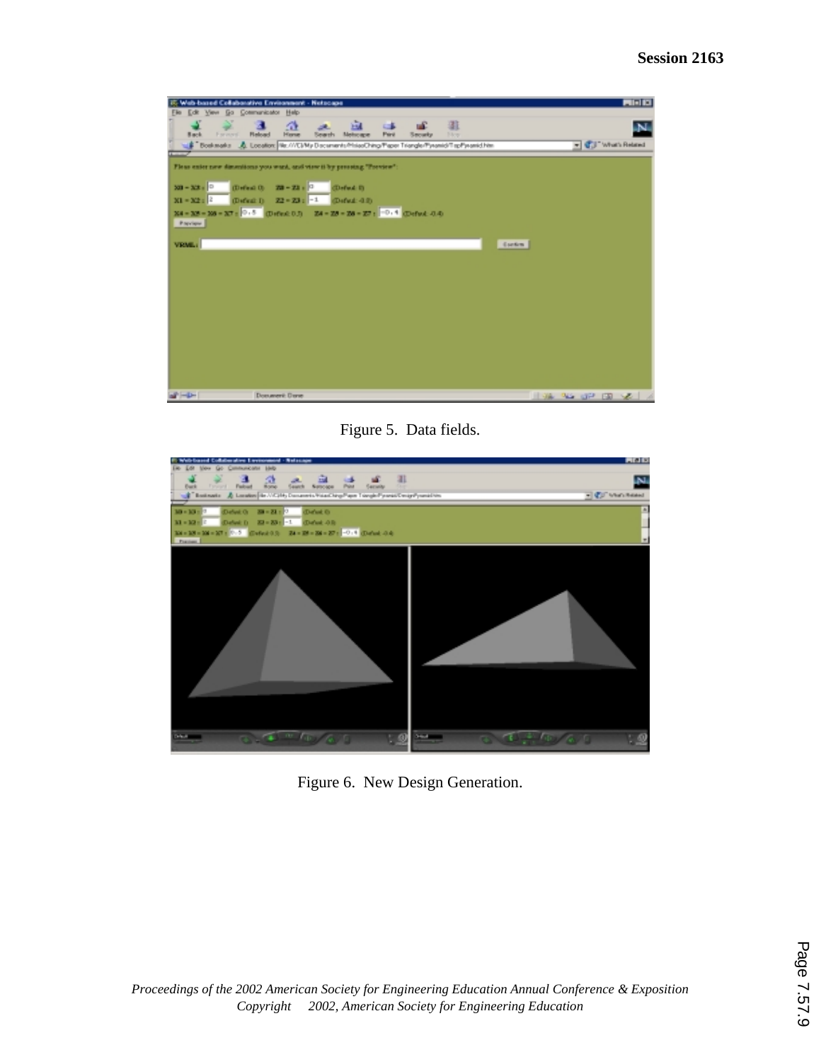Figure 5. Data fields.

Figure 6. New Design Generation.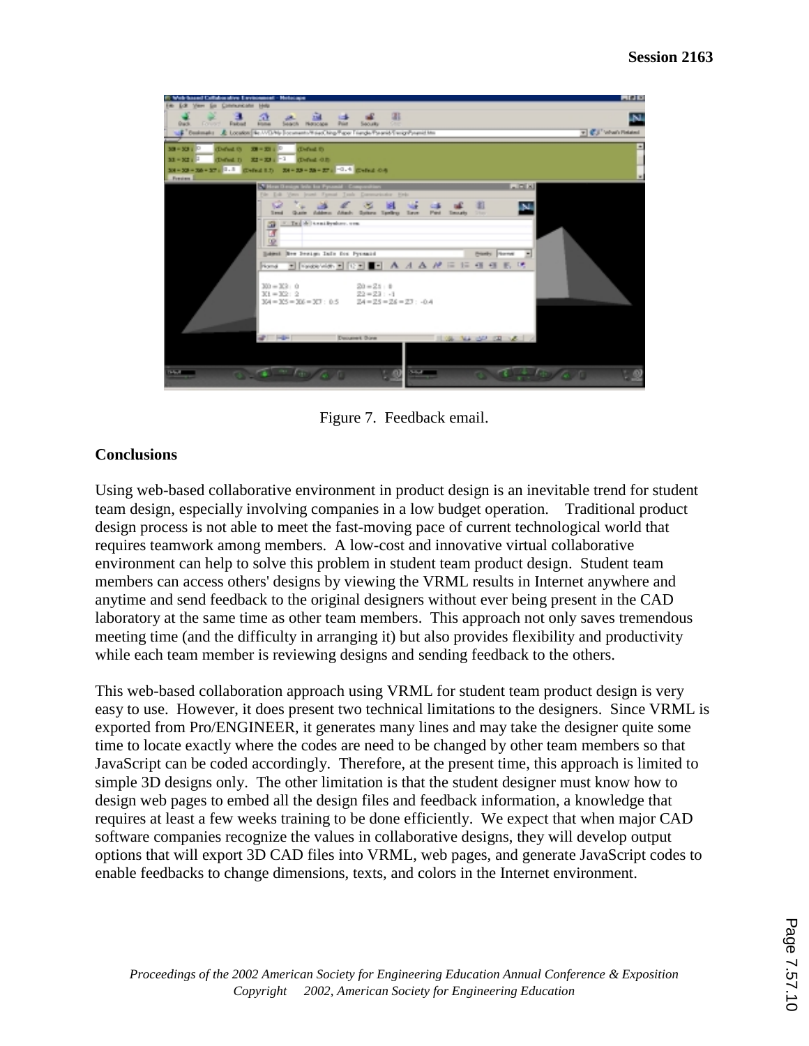Figure 7. Feedback email.

## Conclusions

Using web-based collaborative environment in product design is an inevitable trend for student team design, especially involving companies in a low budget operation. Traditional product design process is not able to meet the fast-moving pace of current technological world that requires teamwork among members. A low-cost and innovative virtual collaborative environment can help to solve this problem in student team product design. Student team members can access others' designs by viewing the VRML results in Internet anywhere and anytime and send feedback to the original designers without ever being present in the CAD laboratory at the same time as other team members. This approach not only saves tremendous meeting time (and the difficulty in arranging it) but also provides flexibility and productivity while each team member is reviewing designs and sending feedback to the others.

This web-based collaboration approach using VRML for student team product design is very easy to use. However, it does present two technical limitations to the designers. Since VRML is exported from Pro/ENGINEER, it generates many lines and may take the designer quite some time to locate exactly where the codes are need to be changed by other team members so that JavaScript can be coded accordingly. Therefore, at the present time, this approach is limited to simple 3D designs only. The other limitation is that the student designer must know how to design web pages to embed all the design files and feedback information, a knowledge that requires at least a few weeks training to be done efficiently. We expect that when major CAD software companies recognize the values in collaborative designs, they will develop output options that will export 3D CAD files into VRML, web pages, and generate JavaScript codes to enable feedbacks to change dimensions, texts, and colors in the Internet environment.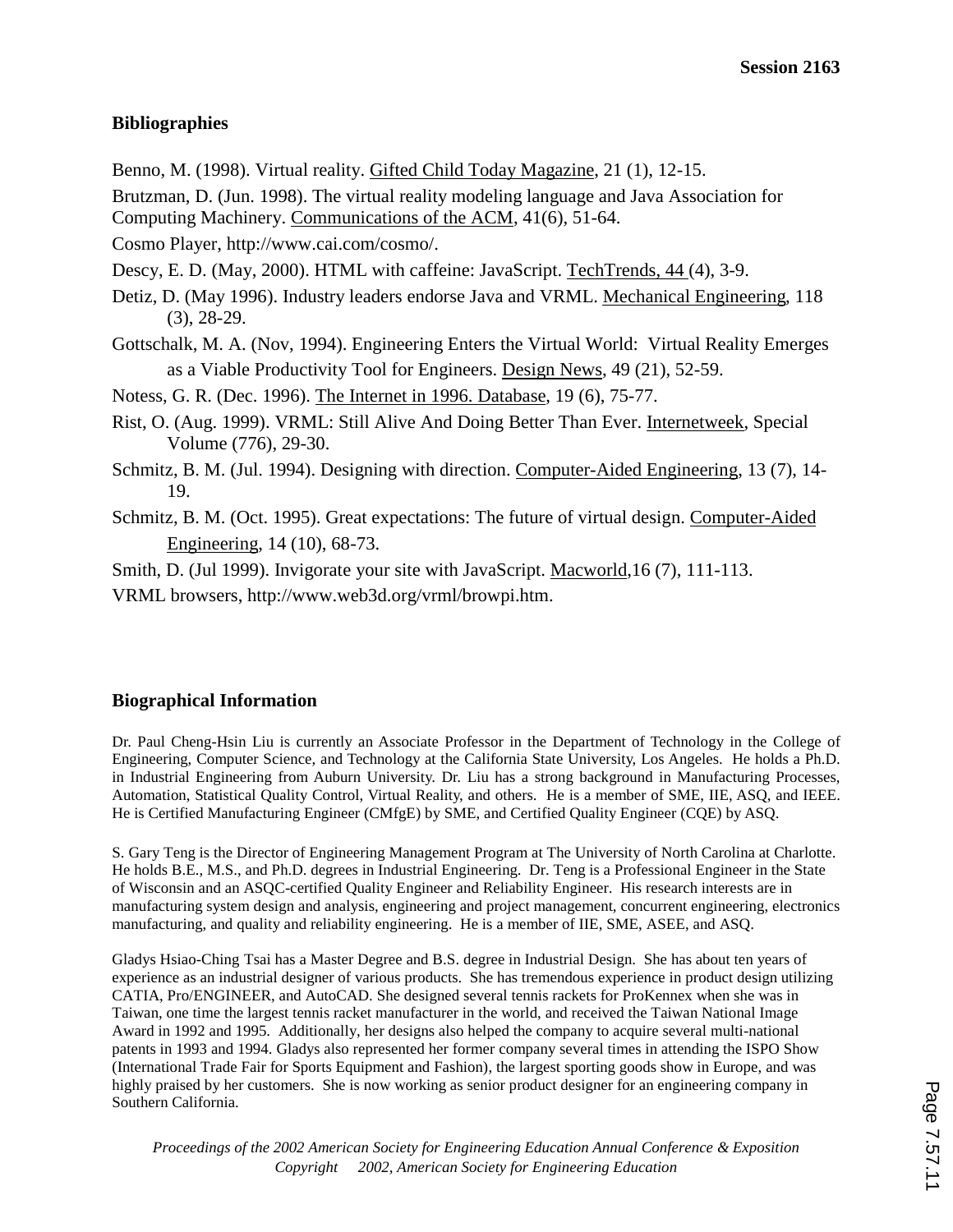## Bibliographies

Benno, M. (1998). Virtual reality. Gifted Child Today Magazine, 21 (1), 12-15.

Brutzman, D. (Jun. 1998). The virtual reality modeling language and Java Association for Computing Machinery. Communications of the ACM, 41(6), 51-64.

Cosmo Player, http://www.cai.com/cosmo/.

Descy, E. D. (May, 2000). HTML with caffeine: JavaScript. TechTrends, 44 (4), 3-9.

Detiz, D. (May 1996). Industry leaders endorse Java and VRML. Mechanical Engineering, 118 (3), 28-29.

Gottschalk, M. A. (Nov, 1994). Engineering Enters the Virtual World: Virtual Reality Emerges as a Viable Productivity Tool for Engineers. Design News, 49 (21), 52-59.

Notess, G. R. (Dec. 1996). The Internet in 1996. Database, 19 (6), 75-77.

Rist, O. (Aug. 1999). VRML: Still Alive And Doing Better Than Ever. Internetweek, Special Volume (776), 29-30.

Schmitz, B. M. (Jul. 1994). Designing with direction. Computer-Aided Engineering, 13 (7), 14-19.

Schmitz, B. M. (Oct. 1995). Great expectations: The future of virtual design. Computer-Aided Engineering, 14 (10), 68-73.

Smith, D. (Jul 1999). Invigorate your site with JavaScript. Macworld,16 (7), 111-113.

VRML browsers, http://www.web3d.org/vrml/browpi.htm.

## Biographical Information

Dr. Paul Cheng-Hsin Liu is currently an Associate Professor in the Department of Technology in the College of Engineering, Computer Science, and Technology at the California State University, Los Angeles. He holds a Ph.D. in Industrial Engineering from Auburn University. Dr. Liu has a strong background in Manufacturing Processes, Automation, Statistical Quality Control, Virtual Reality, and others. He is a member of SME, IIE, ASQ, and IEEE. He is Certified Manufacturing Engineer (CMfgE) by SME, and Certified Quality Engineer (CQE) by ASQ.

S. Gary Teng is the Director of Engineering Management Program at The University of North Carolina at Charlotte. He holds B.E., M.S., and Ph.D. degrees in Industrial Engineering. Dr. Teng is a Professional Engineer in the State of Wisconsin and an ASQC-certified Quality Engineer and Reliability Engineer. His research interests are in manufacturing system design and analysis, engineering and project management, concurrent engineering, electronics manufacturing, and quality and reliability engineering. He is a member of IIE, SME, ASEE, and ASQ.

Gladys Hsiao-Ching Tsai has a Master Degree and B.S. degree in Industrial Design. She has about ten years of experience as an industrial designer of various products. She has tremendous experience in product design utilizing CATIA, Pro/ENGINEER, and AutoCAD. She designed several tennis rackets for ProKennex when she was in Taiwan, one time the largest tennis racket manufacturer in the world, and received the Taiwan National Image Award in 1992 and 1995. Additionally, her designs also helped the company to acquire several multi-national patents in 1993 and 1994. Gladys also represented her former company several times in attending the ISPO Show (International Trade Fair for Sports Equipment and Fashion), the largest sporting goods show in Europe, and was highly praised by her customers. She is now working as senior product designer for an engineering company in Southern California.